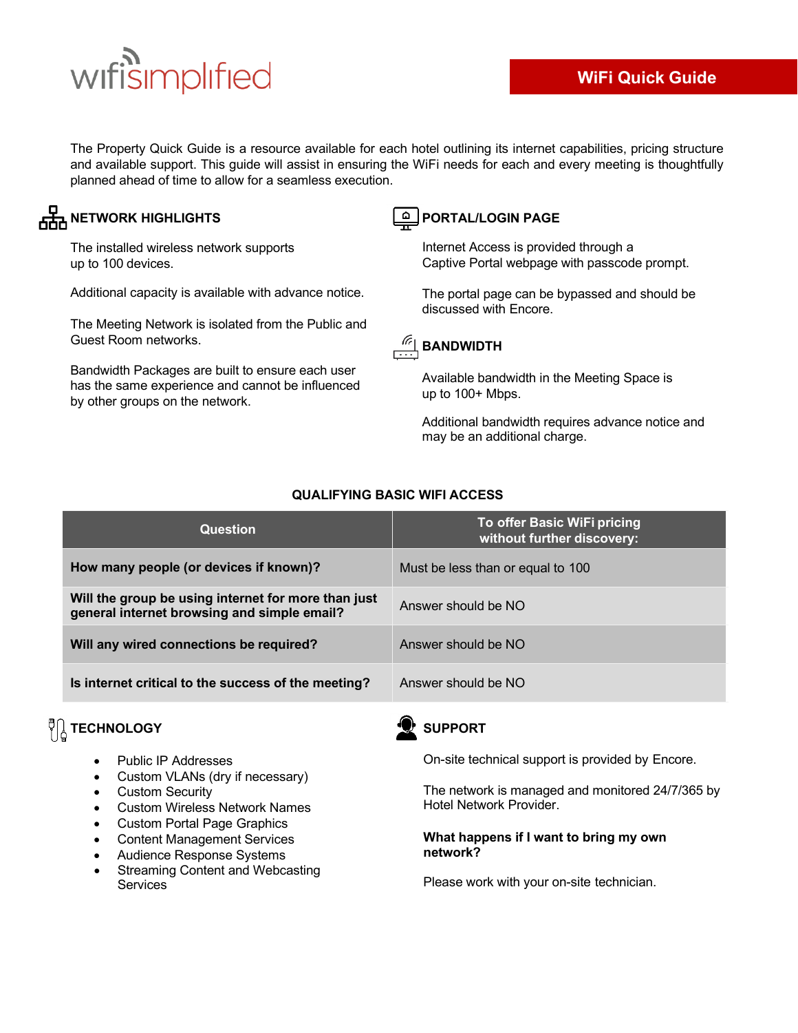wifisimplified

# WiFi Quick Guide

The Property Quick Guide is a resource available for each hotel outlining its internet capabilities, pricing structure and available support. This guide will assist in ensuring the WiFi needs for each and every meeting is thoughtfully planned ahead of time to allow for a seamless execution.

## NETWORK HIGHLIGHTS

The installed wireless network supports up to 100 devices.

Additional capacity is available with advance notice.

The Meeting Network is isolated from the Public and Guest Room networks.

Bandwidth Packages are built to ensure each user has the same experience and cannot be influenced by other groups on the network.

## PORTAL/LOGIN PAGE

Internet Access is provided through a Captive Portal webpage with passcode prompt.

The portal page can be bypassed and should be discussed with Encore.

## BANDWIDTH

Available bandwidth in the Meeting Space is up to 100+ Mbps.

Additional bandwidth requires advance notice and may be an additional charge.

## QUALIFYING BASIC WIFI ACCESS

| Question | To offer Basic WiFi pricing without further discovery: |
| --- | --- |
| **How many people (or devices if known)?** | Must be less than or equal to 100 |
| **Will the group be using internet for more than just general internet browsing and simple email?** | Answer should be NO |
| **Will any wired connections be required?** | Answer should be NO |
| **Is internet critical to the success of the meeting?** | Answer should be NO |

## TECHNOLOGY

- Public IP Addresses
- Custom VLANs (dry if necessary)
- Custom Security
- Custom Wireless Network Names
- Custom Portal Page Graphics
- Content Management Services
- Audience Response Systems
- Streaming Content and Webcasting Services

## SUPPORT

On-site technical support is provided by Encore.

The network is managed and monitored 24/7/365 by Hotel Network Provider.

**What happens if I want to bring my own network?**

Please work with your on-site technician.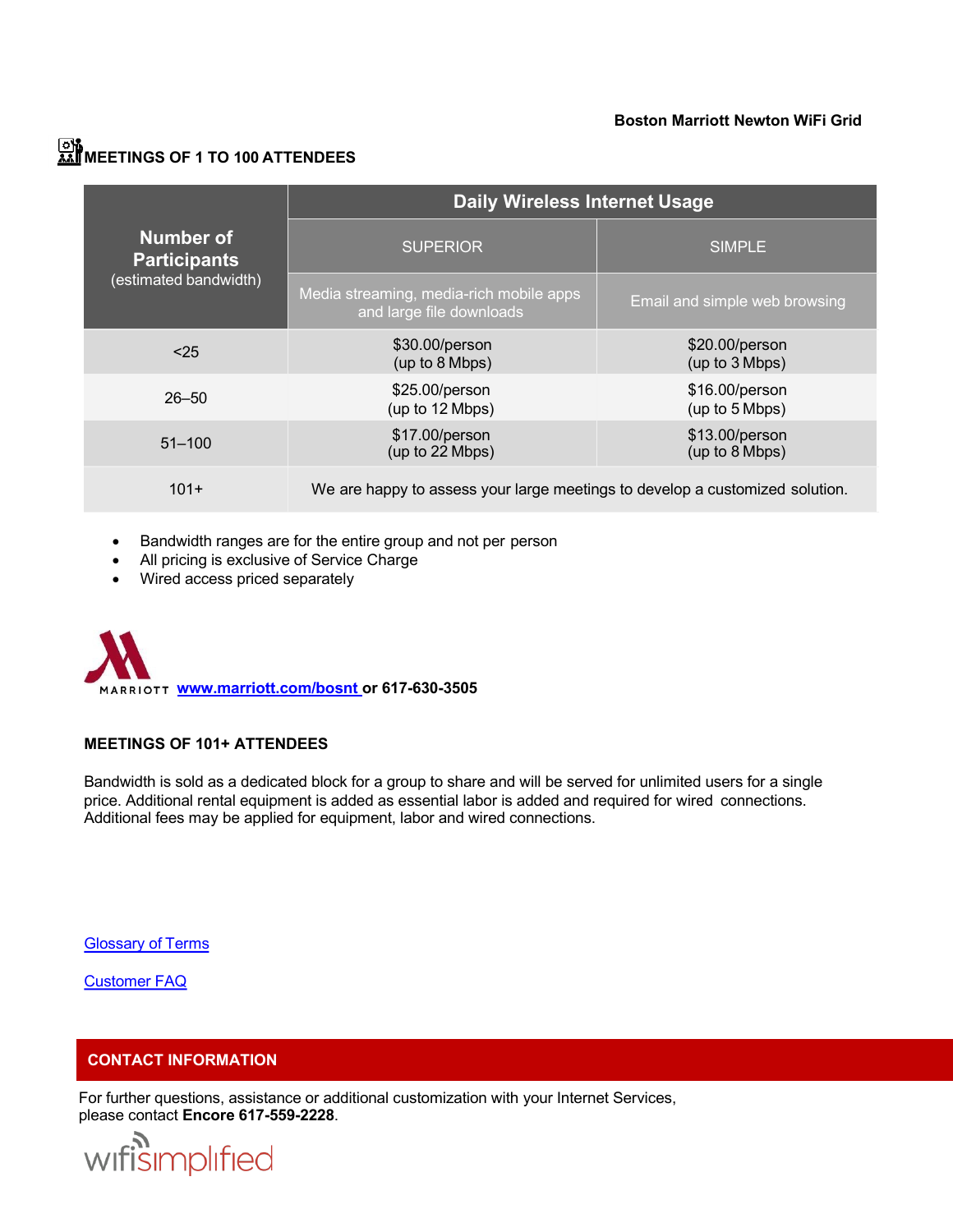**Boston Marriott Newton WiFi Grid**

## MEETINGS OF 1 TO 100 ATTENDEES

| Number of Participants (estimated bandwidth) | Daily Wireless Internet Usage | |
|---|---|---|
| | SUPERIOR | SIMPLE |
| | Media streaming, media-rich mobile apps and large file downloads | Email and simple web browsing |
| <25 | $30.00/person (up to 8 Mbps) | $20.00/person (up to 3 Mbps) |
| 26–50 | $25.00/person (up to 12 Mbps) | $16.00/person (up to 5 Mbps) |
| 51–100 | $17.00/person (up to 22 Mbps) | $13.00/person (up to 8 Mbps) |
| 101+ | We are happy to assess your large meetings to develop a customized solution. | |

- Bandwidth ranges are for the entire group and not per person
- All pricing is exclusive of Service Charge
- Wired access priced separately

MARRIOTT **www.marriott.com/bosnt or 617-630-3505**

## MEETINGS OF 101+ ATTENDEES

Bandwidth is sold as a dedicated block for a group to share and will be served for unlimited users for a single price. Additional rental equipment is added as essential labor is added and required for wired connections. Additional fees may be applied for equipment, labor and wired connections.

Glossary of Terms

Customer FAQ

## CONTACT INFORMATION

For further questions, assistance or additional customization with your Internet Services, please contact **Encore 617-559-2228**.

wifisimplified